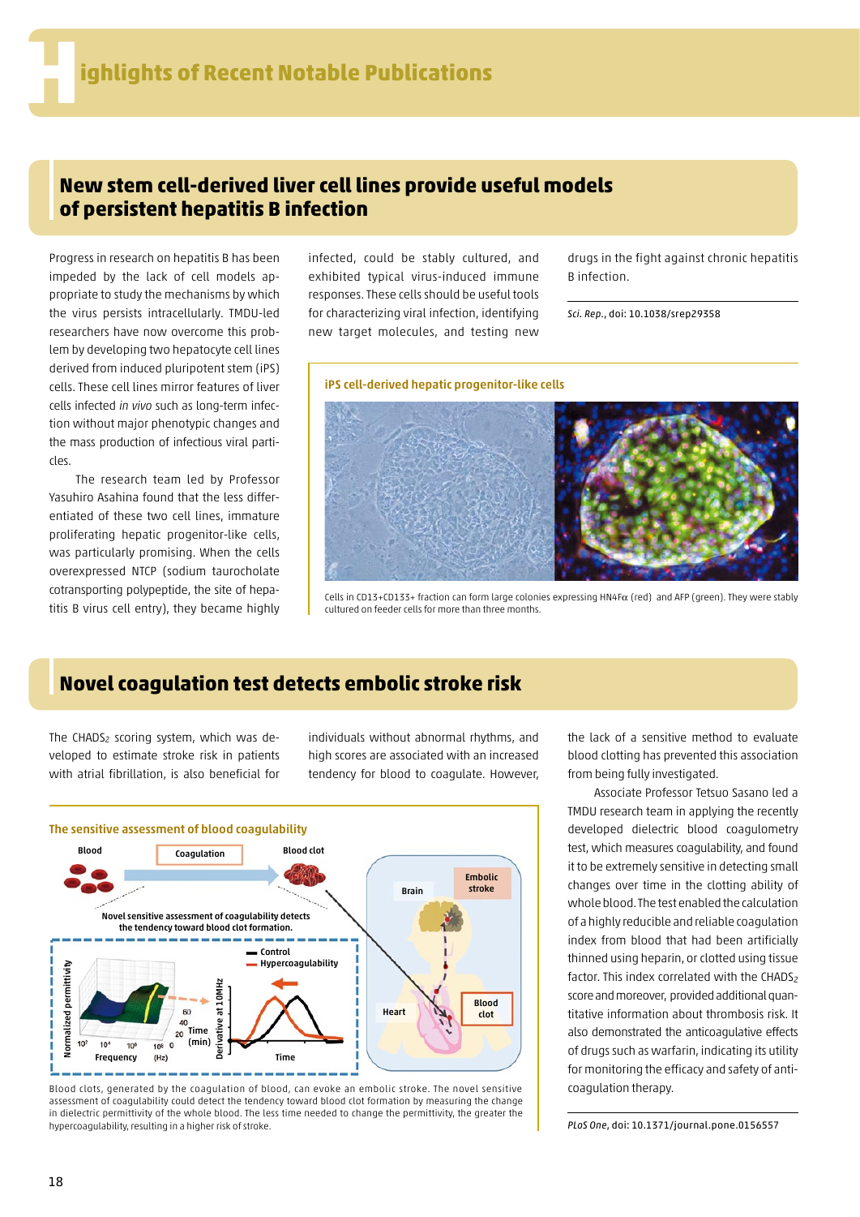# Highlights of Recent Notable Publications

## New stem cell-derived liver cell lines provide useful models of persistent hepatitis B infection

Progress in research on hepatitis B has been impeded by the lack of cell models appropriate to study the mechanisms by which the virus persists intracellularly. TMDU-led researchers have now overcome this problem by developing two hepatocyte cell lines derived from induced pluripotent stem (iPS) cells. These cell lines mirror features of liver cells infected *in vivo* such as long-term infection without major phenotypic changes and the mass production of infectious viral particles.

The research team led by Professor Yasuhiro Asahina found that the less differentiated of these two cell lines, immature proliferating hepatic progenitor-like cells, was particularly promising. When the cells overexpressed NTCP (sodium taurocholate cotransporting polypeptide, the site of hepatitis B virus cell entry), they became highly infected, could be stably cultured, and exhibited typical virus-induced immune responses. These cells should be useful tools for characterizing viral infection, identifying new target molecules, and testing new drugs in the fight against chronic hepatitis B infection.

*Sci. Rep.*, doi: 10.1038/srep29358

**iPS cell-derived hepatic progenitor-like cells**

Cells in CD13+CD133+ fraction can form large colonies expressing HN4Fα (red) and AFP (green). They were stably cultured on feeder cells for more than three months.

## Novel coagulation test detects embolic stroke risk

The $CHADS_2$ scoring system, which was developed to estimate stroke risk in patients with atrial fibrillation, is also beneficial for individuals without abnormal rhythms, and high scores are associated with an increased tendency for blood to coagulate. However, the lack of a sensitive method to evaluate blood clotting has prevented this association from being fully investigated.

Associate Professor Tetsuo Sasano led a TMDU research team in applying the recently developed dielectric blood coagulometry test, which measures coagulability, and found it to be extremely sensitive in detecting small changes over time in the clotting ability of whole blood. The test enabled the calculation of a highly reducible and reliable coagulation index from blood that had been artificially thinned using heparin, or clotted using tissue factor. This index correlated with the $CHADS_2$ score and moreover, provided additional quantitative information about thrombosis risk. It also demonstrated the anticoagulative effects of drugs such as warfarin, indicating its utility for monitoring the efficacy and safety of anticoagulation therapy.

*PLoS One*, doi: 10.1371/journal.pone.0156557

**The sensitive assessment of blood coagulability**

Blood clots, generated by the coagulation of blood, can evoke an embolic stroke. The novel sensitive assessment of coagulability could detect the tendency toward blood clot formation by measuring the change in dielectric permittivity of the whole blood. The less time needed to change the permittivity, the greater the hypercoagulability, resulting in a higher risk of stroke.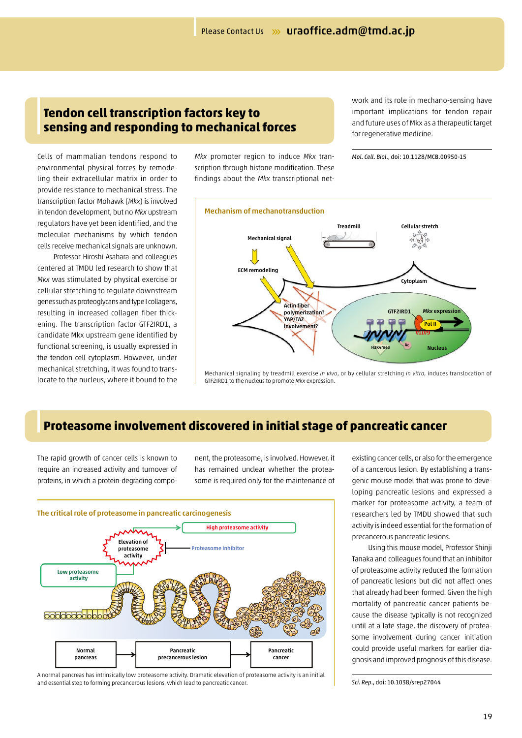Please Contact Us >>> uraoffice.adm@tmd.ac.jp

## Tendon cell transcription factors key to sensing and responding to mechanical forces

Cells of mammalian tendons respond to environmental physical forces by remodeling their extracellular matrix in order to provide resistance to mechanical stress. The transcription factor Mohawk (*Mkx*) is involved in tendon development, but no *Mkx* upstream regulators have yet been identified, and the molecular mechanisms by which tendon cells receive mechanical signals are unknown.

Professor Hiroshi Asahara and colleagues centered at TMDU led research to show that *Mkx* was stimulated by physical exercise or cellular stretching to regulate downstream genes such as proteoglycans and type I collagens, resulting in increased collagen fiber thickening. The transcription factor GTF2IRD1, a candidate Mkx upstream gene identified by functional screening, is usually expressed in the tendon cell cytoplasm. However, under mechanical stretching, it was found to translocate to the nucleus, where it bound to the *Mkx* promoter region to induce *Mkx* transcription through histone modification. These findings about the *Mkx* transcriptional network and its role in mechano-sensing have important implications for tendon repair and future uses of Mkx as a therapeutic target for regenerative medicine.

*Mol. Cell. Biol.*, doi: 10.1128/MCB.00950-15

**Mechanism of mechanotransduction**

Mechanical signaling by treadmill exercise *in vivo*, or by cellular stretching *in vitro*, induces translocation of GTF2IRD1 to the nucleus to promote *Mkx* expression.

## Proteasome involvement discovered in initial stage of pancreatic cancer

The rapid growth of cancer cells is known to require an increased activity and turnover of proteins, in which a protein-degrading component, the proteasome, is involved. However, it has remained unclear whether the proteasome is required only for the maintenance of existing cancer cells, or also for the emergence of a cancerous lesion. By establishing a transgenic mouse model that was prone to developing pancreatic lesions and expressed a marker for proteasome activity, a team of researchers led by TMDU showed that such activity is indeed essential for the formation of precancerous pancreatic lesions.

Using this mouse model, Professor Shinji Tanaka and colleagues found that an inhibitor of proteasome activity reduced the formation of pancreatic lesions but did not affect ones that already had been formed. Given the high mortality of pancreatic cancer patients because the disease typically is not recognized until at a late stage, the discovery of proteasome involvement during cancer initiation could provide useful markers for earlier diagnosis and improved prognosis of this disease.

*Sci. Rep.*, doi: 10.1038/srep27044

**The critical role of proteasome in pancreatic carcinogenesis**

A normal pancreas has intrinsically low proteasome activity. Dramatic elevation of proteasome activity is an initial and essential step to forming precancerous lesions, which lead to pancreatic cancer.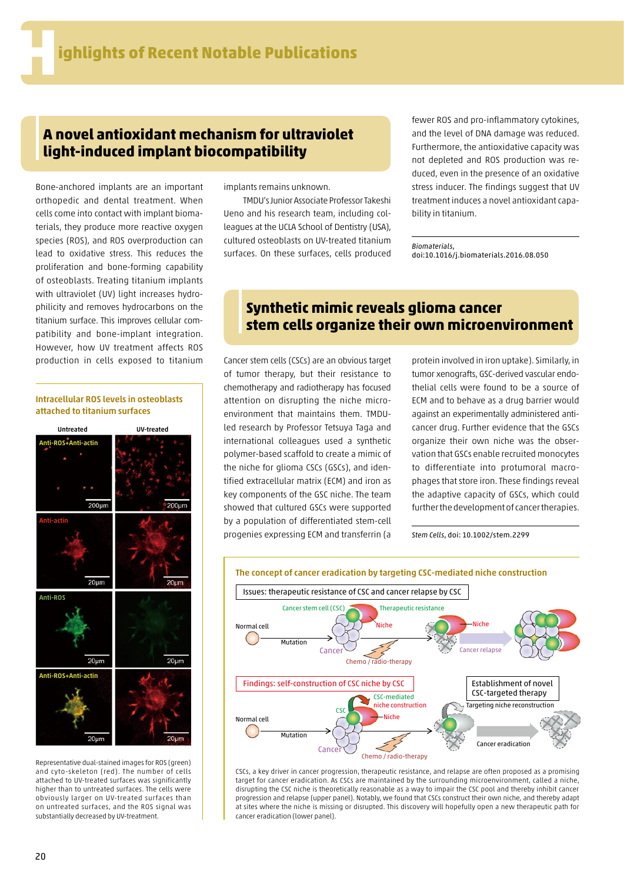# Highlights of Recent Notable Publications

## A novel antioxidant mechanism for ultraviolet light-induced implant biocompatibility

Bone-anchored implants are an important orthopedic and dental treatment. When cells come into contact with implant biomaterials, they produce more reactive oxygen species (ROS), and ROS overproduction can lead to oxidative stress. This reduces the proliferation and bone-forming capability of osteoblasts. Treating titanium implants with ultraviolet (UV) light increases hydrophilicity and removes hydrocarbons on the titanium surface. This improves cellular compatibility and bone-implant integration. However, how UV treatment affects ROS production in cells exposed to titanium implants remains unknown.

TMDU's Junior Associate Professor Takeshi Ueno and his research team, including colleagues at the UCLA School of Dentistry (USA), cultured osteoblasts on UV-treated titanium surfaces. On these surfaces, cells produced fewer ROS and pro-inflammatory cytokines, and the level of DNA damage was reduced. Furthermore, the antioxidative capacity was not depleted and ROS production was reduced, even in the presence of an oxidative stress inducer. The findings suggest that UV treatment induces a novel antioxidant capability in titanium.

*Biomaterials*, doi:10.1016/j.biomaterials.2016.08.050

**Intracellular ROS levels in osteoblasts attached to titanium surfaces**

Representative dual-stained images for ROS (green) and cyto-skeleton (red). The number of cells attached to UV-treated surfaces was significantly higher than to untreated surfaces. The cells were obviously larger on UV-treated surfaces than on untreated surfaces, and the ROS signal was substantially decreased by UV-treatment.

## Synthetic mimic reveals glioma cancer stem cells organize their own microenvironment

Cancer stem cells (CSCs) are an obvious target of tumor therapy, but their resistance to chemotherapy and radiotherapy has focused attention on disrupting the niche microenvironment that maintains them. TMDU-led research by Professor Tetsuya Taga and international colleagues used a synthetic polymer-based scaffold to create a mimic of the niche for glioma CSCs (GSCs), and identified extracellular matrix (ECM) and iron as key components of the GSC niche. The team showed that cultured GSCs were supported by a population of differentiated stem-cell progenies expressing ECM and transferrin (a protein involved in iron uptake). Similarly, in tumor xenografts, GSC-derived vascular endothelial cells were found to be a source of ECM and to behave as a drug barrier would against an experimentally administered anti-cancer drug. Further evidence that the GSCs organize their own niche was the observation that GSCs enable recruited monocytes to differentiate into protumoral macrophages that store iron. These findings reveal the adaptive capacity of GSCs, which could further the development of cancer therapies.

*Stem Cells*, doi: 10.1002/stem.2299

**The concept of cancer eradication by targeting CSC-mediated niche construction**

CSCs, a key driver in cancer progression, therapeutic resistance, and relapse are often proposed as a promising target for cancer eradication. As CSCs are maintained by the surrounding microenvironment, called a niche, disrupting the CSC niche is theoretically reasonable as a way to impair the CSC pool and thereby inhibit cancer progression and relapse (upper panel). Notably, we found that CSCs construct their own niche, and thereby adapt at sites where the niche is missing or disrupted. This discovery will hopefully open a new therapeutic path for cancer eradication (lower panel).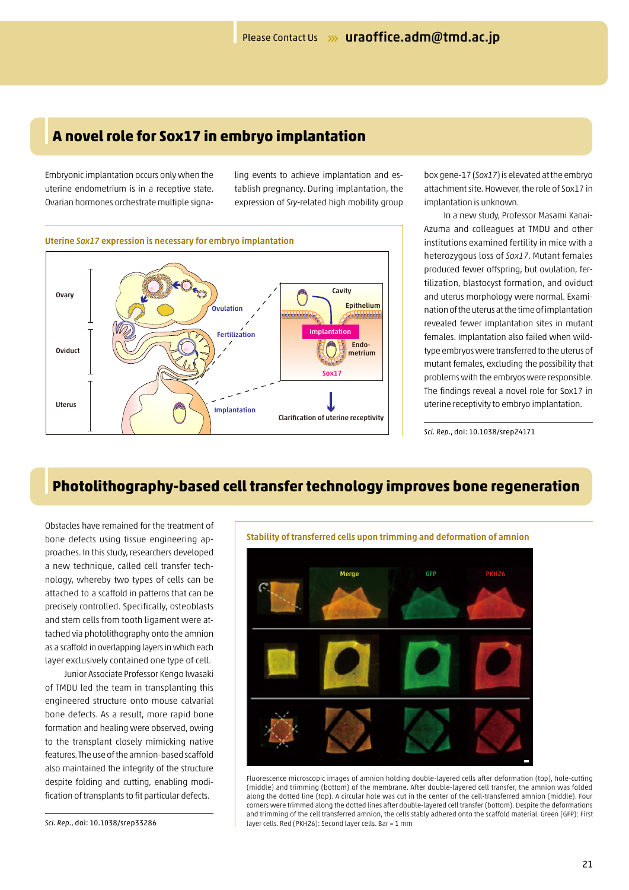Please Contact Us >>> uraoffice.adm@tmd.ac.jp

## A novel role for Sox17 in embryo implantation

Embryonic implantation occurs only when the uterine endometrium is in a receptive state. Ovarian hormones orchestrate multiple signaling events to achieve implantation and establish pregnancy. During implantation, the expression of *Sry*-related high mobility group box gene-17 (*Sox17*) is elevated at the embryo attachment site. However, the role of Sox17 in implantation is unknown.

In a new study, Professor Masami Kanai-Azuma and colleagues at TMDU and other institutions examined fertility in mice with a heterozygous loss of *Sox17*. Mutant females produced fewer offspring, but ovulation, fertilization, blastocyst formation, and oviduct and uterus morphology were normal. Examination of the uterus at the time of implantation revealed fewer implantation sites in mutant females. Implantation also failed when wild-type embryos were transferred to the uterus of mutant females, excluding the possibility that problems with the embryos were responsible. The findings reveal a novel role for Sox17 in uterine receptivity to embryo implantation.

Uterine *Sox17* expression is necessary for embryo implantation

Ovary
Oviduct
Uterus
Ovulation
Fertilization
Implantation
Cavity
Epithelium
Implantation
Endo-metrium
Sox17
Clarification of uterine receptivity

*Sci. Rep.*, doi: 10.1038/srep24171

## Photolithography-based cell transfer technology improves bone regeneration

Obstacles have remained for the treatment of bone defects using tissue engineering approaches. In this study, researchers developed a new technique, called cell transfer technology, whereby two types of cells can be attached to a scaffold in patterns that can be precisely controlled. Specifically, osteoblasts and stem cells from tooth ligament were attached via photolithography onto the amnion as a scaffold in overlapping layers in which each layer exclusively contained one type of cell.

Junior Associate Professor Kengo Iwasaki of TMDU led the team in transplanting this engineered structure onto mouse calvarial bone defects. As a result, more rapid bone formation and healing were observed, owing to the transplant closely mimicking native features. The use of the amnion-based scaffold also maintained the integrity of the structure despite folding and cutting, enabling modification of transplants to fit particular defects.

*Sci. Rep.*, doi: 10.1038/srep33286

Stability of transferred cells upon trimming and deformation of amnion

Merge
GFP
PKH26

Fluorescence microscopic images of amnion holding double-layered cells after deformation (top), hole-cutting (middle) and trimming (bottom) of the membrane. After double-layered cell transfer, the amnion was folded along the dotted line (top). A circular hole was cut in the center of the cell-transferred amnion (middle). Four corners were trimmed along the dotted lines after double-layered cell transfer (bottom). Despite the deformations and trimming of the cell transferred amnion, the cells stably adhered onto the scaffold material. Green (GFP): First layer cells. Red (PKH26): Second layer cells. Bar = 1 mm